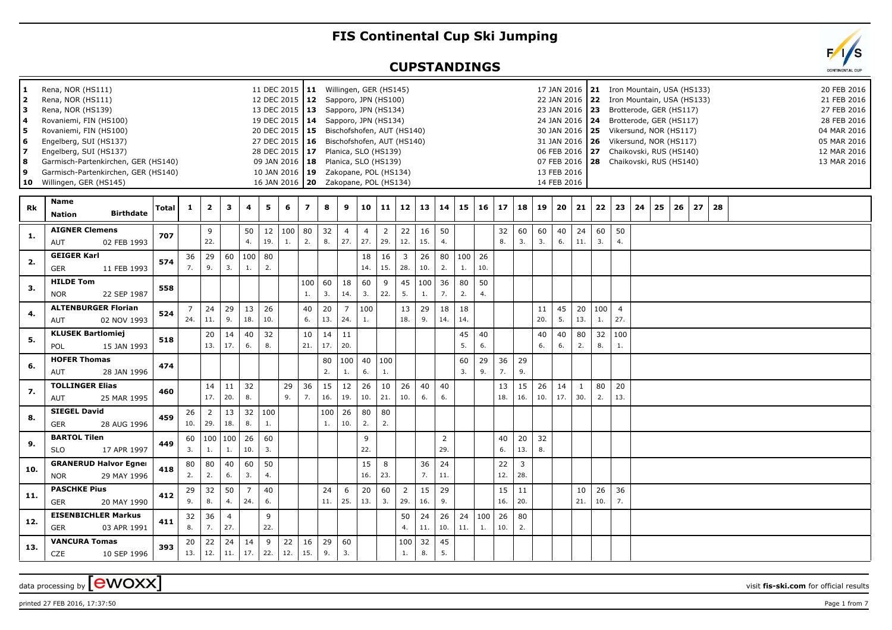# FIS Continental Cup Ski Jumping

## CUPSTANDINGS

| No. | Venue | Date |
|---|---|---|
| 1 | Rena, NOR (HS111) | 11 DEC 2015 |
| 2 | Rena, NOR (HS111) | 12 DEC 2015 |
| 3 | Rena, NOR (HS139) | 13 DEC 2015 |
| 4 | Rovaniemi, FIN (HS100) | 19 DEC 2015 |
| 5 | Rovaniemi, FIN (HS100) | 20 DEC 2015 |
| 6 | Engelberg, SUI (HS137) | 27 DEC 2015 |
| 7 | Engelberg, SUI (HS137) | 28 DEC 2015 |
| 8 | Garmisch-Partenkirchen, GER (HS140) | 09 JAN 2016 |
| 9 | Garmisch-Partenkirchen, GER (HS140) | 10 JAN 2016 |
| 10 | Willingen, GER (HS145) | 16 JAN 2016 |
| 11 | Willingen, GER (HS145) | 17 JAN 2016 |
| 12 | Sapporo, JPN (HS100) | 22 JAN 2016 |
| 13 | Sapporo, JPN (HS134) | 23 JAN 2016 |
| 14 | Sapporo, JPN (HS134) | 24 JAN 2016 |
| 15 | Bischofshofen, AUT (HS140) | 30 JAN 2016 |
| 16 | Bischofshofen, AUT (HS140) | 31 JAN 2016 |
| 17 | Planica, SLO (HS139) | 06 FEB 2016 |
| 18 | Planica, SLO (HS139) | 07 FEB 2016 |
| 19 | Zakopane, POL (HS134) | 13 FEB 2016 |
| 20 | Zakopane, POL (HS134) | 14 FEB 2016 |
| 21 | Iron Mountain, USA (HS133) | 20 FEB 2016 |
| 22 | Iron Mountain, USA (HS133) | 21 FEB 2016 |
| 23 | Brotterode, GER (HS117) | 27 FEB 2016 |
| 24 | Brotterode, GER (HS117) | 28 FEB 2016 |
| 25 | Vikersund, NOR (HS117) | 04 MAR 2016 |
| 26 | Vikersund, NOR (HS117) | 05 MAR 2016 |
| 27 | Chaikovski, RUS (HS140) | 12 MAR 2016 |
| 28 | Chaikovski, RUS (HS140) | 13 MAR 2016 |

| Rk | Name / Nation Birthdate | Total | 1 | 2 | 3 | 4 | 5 | 6 | 7 | 8 | 9 | 10 | 11 | 12 | 13 | 14 | 15 | 16 | 17 | 18 | 19 | 20 | 21 | 22 | 23 | 24 | 25 | 26 | 27 | 28 |
|---|---|---|---|---|---|---|---|---|---|---|---|---|---|---|---|---|---|---|---|---|---|---|---|---|---|---|---|---|---|---|
| 1. | AIGNER Clemens | 707 | | 9 | | 50 | 12 | 100 | 80 | 32 | 4 | 4 | 2 | 22 | 16 | 50 | | | 32 | 60 | 60 | 40 | 24 | 60 | 50 | | | | | |
| | AUT 02 FEB 1993 | | | 22. | | 4. | 19. | 1. | 2. | 8. | 27. | 27. | 29. | 12. | 15. | 4. | | | 8. | 3. | 3. | 6. | 11. | 3. | 4. | | | | | |
| 2. | GEIGER Karl | 574 | 36 | 29 | 60 | 100 | 80 | | | | | 18 | 16 | 3 | 26 | 80 | 100 | 26 | | | | | | | | | | | | |
| | GER 11 FEB 1993 | | 7. | 9. | 3. | 1. | 2. | | | | | 14. | 15. | 28. | 10. | 2. | 1. | 10. | | | | | | | | | | | | |
| 3. | HILDE Tom | 558 | | | | | | | 100 | 60 | 18 | 60 | 9 | 45 | 100 | 36 | 80 | 50 | | | | | | | | | | | | |
| | NOR 22 SEP 1987 | | | | | | | | 1. | 3. | 14. | 3. | 22. | 5. | 1. | 7. | 2. | 4. | | | | | | | | | | | | |
| 4. | ALTENBURGER Florian | 524 | 7 | 24 | 29 | 13 | 26 | | 40 | 20 | 7 | 100 | | 13 | 29 | 18 | 18 | | | | 11 | 45 | 20 | 100 | 4 | | | | | |
| | AUT 02 NOV 1993 | | 24. | 11. | 9. | 18. | 10. | | 6. | 13. | 24. | 1. | | 18. | 9. | 14. | 14. | | | | 20. | 5. | 13. | 1. | 27. | | | | | |
| 5. | KLUSEK Bartlomiej | 518 | | 20 | 14 | 40 | 32 | | 10 | 14 | 11 | | | | | | 45 | 40 | | | 40 | 40 | 80 | 32 | 100 | | | | | |
| | POL 15 JAN 1993 | | | 13. | 17. | 6. | 8. | | 21. | 17. | 20. | | | | | | 5. | 6. | | | 6. | 6. | 2. | 8. | 1. | | | | | |
| 6. | HOFER Thomas | 474 | | | | | | | | 80 | 100 | 40 | 100 | | | | 60 | 29 | 36 | 29 | | | | | | | | | | |
| | AUT 28 JAN 1996 | | | | | | | | | 2. | 1. | 6. | 1. | | | | 3. | 9. | 7. | 9. | | | | | | | | | | |
| 7. | TOLLINGER Elias | 460 | | 14 | 11 | 32 | | 29 | 36 | 15 | 12 | 26 | 10 | 26 | 40 | 40 | | | 13 | 15 | 26 | 14 | 1 | 80 | 20 | | | | | |
| | AUT 25 MAR 1995 | | | 17. | 20. | 8. | | 9. | 7. | 16. | 19. | 10. | 21. | 10. | 6. | 6. | | | 18. | 16. | 10. | 17. | 30. | 2. | 13. | | | | | |
| 8. | SIEGEL David | 459 | 26 | 2 | 13 | 32 | 100 | | | 100 | 26 | 80 | 80 | | | | | | | | | | | | | | | | | |
| | GER 28 AUG 1996 | | 10. | 29. | 18. | 8. | 1. | | | 1. | 10. | 2. | 2. | | | | | | | | | | | | | | | | | |
| 9. | BARTOL Tilen | 449 | 60 | 100 | 100 | 26 | 60 | | | | | 9 | | | | 2 | | | 40 | 20 | 32 | | | | | | | | | |
| | SLO 17 APR 1997 | | 3. | 1. | 1. | 10. | 3. | | | | | 22. | | | | 29. | | | 6. | 13. | 8. | | | | | | | | | |
| 10. | GRANERUD Halvor Egner | 418 | 80 | 80 | 40 | 60 | 50 | | | | | 15 | 8 | | 36 | 24 | | | 22 | 3 | | | | | | | | | | |
| | NOR 29 MAY 1996 | | 2. | 2. | 6. | 3. | 4. | | | | | 16. | 23. | | 7. | 11. | | | 12. | 28. | | | | | | | | | | |
| 11. | PASCHKE Pius | 412 | 29 | 32 | 50 | 7 | 40 | | | 24 | 6 | 20 | 60 | 2 | 15 | 29 | | | 15 | 11 | | | 10 | 26 | 36 | | | | | |
| | GER 20 MAY 1990 | | 9. | 8. | 4. | 24. | 6. | | | 11. | 25. | 13. | 3. | 29. | 16. | 9. | | | 16. | 20. | | | 21. | 10. | 7. | | | | | |
| 12. | EISENBICHLER Markus | 411 | 32 | 36 | 4 | | 9 | | | | | | | 50 | 24 | 26 | 24 | 100 | 26 | 80 | | | | | | | | | | |
| | GER 03 APR 1991 | | 8. | 7. | 27. | | 22. | | | | | | | 4. | 11. | 10. | 11. | 1. | 10. | 2. | | | | | | | | | | |
| 13. | VANCURA Tomas | 393 | 20 | 22 | 24 | 14 | 9 | 22 | 16 | 29 | 60 | | | 100 | 32 | 45 | | | | | | | | | | | | | | |
| | CZE 10 SEP 1996 | | 13. | 12. | 11. | 17. | 22. | 12. | 15. | 9. | 3. | | | 1. | 8. | 5. | | | | | | | | | | | | | | |

data processing by [ewoxx]

visit fis-ski.com for official results

printed 27 FEB 2016, 17:37:50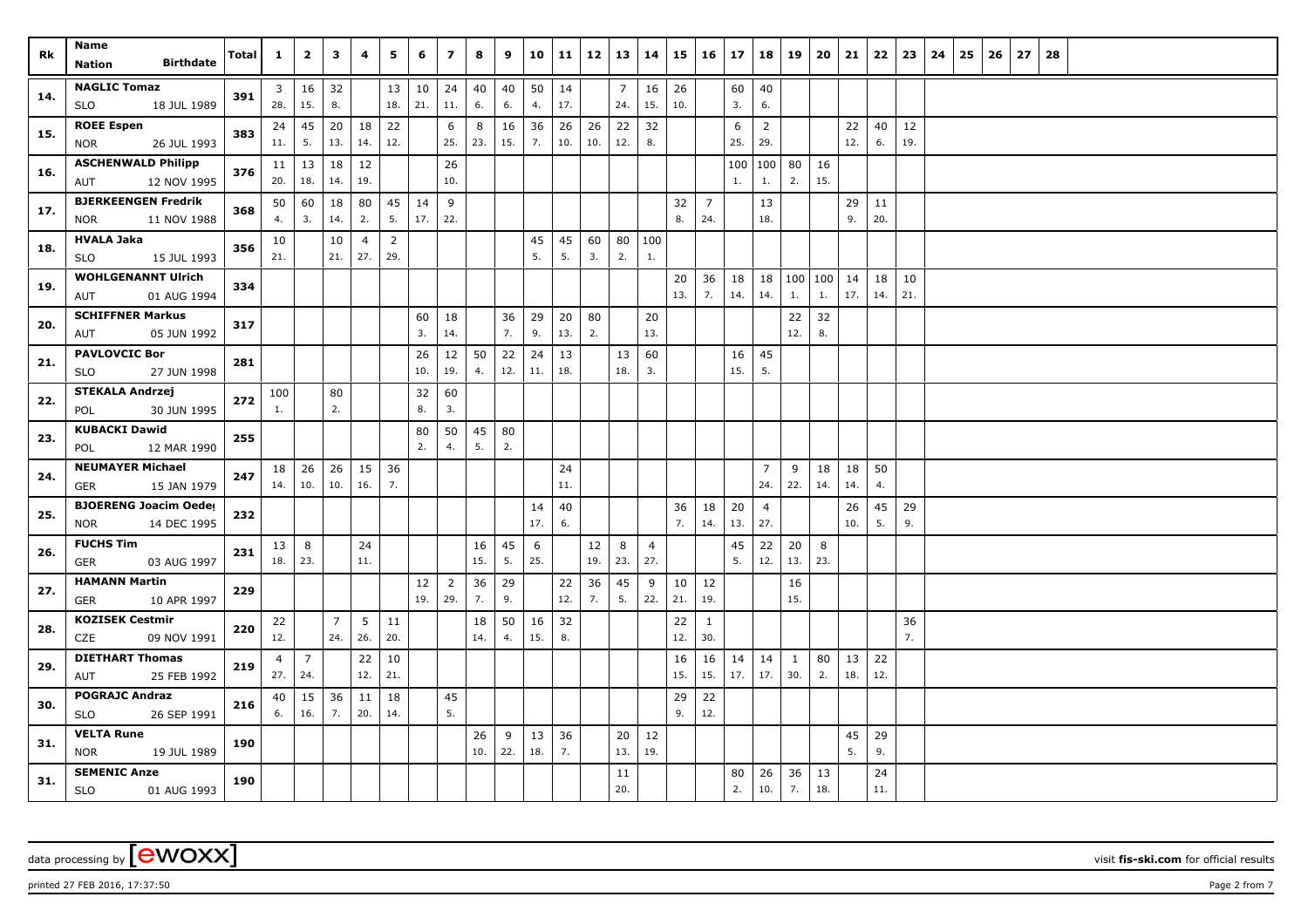| Rk | Name<br>Nation Birthdate | Total | 1 | 2 | 3 | 4 | 5 | 6 | 7 | 8 | 9 | 10 | 11 | 12 | 13 | 14 | 15 | 16 | 17 | 18 | 19 | 20 | 21 | 22 | 23 | 24 | 25 | 26 | 27 | 28 |
|---|---|---|---|---|---|---|---|---|---|---|---|---|---|---|---|---|---|---|---|---|---|---|---|---|---|---|---|---|---|---|
| 14. | NAGLIC Tomaz | 391 | 3 | 16 | 32 | | 13 | 10 | 24 | 40 | 40 | 50 | 14 | | 7 | 16 | 26 | | 60 | 40 | | | | | | | | | | |
| | SLO 18 JUL 1989 | | 28. | 15. | 8. | | 18. | 21. | 11. | 6. | 6. | 4. | 17. | | 24. | 15. | 10. | | 3. | 6. | | | | | | | | | | |
| 15. | ROEE Espen | 383 | 24 | 45 | 20 | 18 | 22 | | 6 | 8 | 16 | 36 | 26 | 26 | 22 | 32 | | | 6 | 2 | | | 22 | 40 | 12 | | | | | |
| | NOR 26 JUL 1993 | | 11. | 5. | 13. | 14. | 12. | | 25. | 23. | 15. | 7. | 10. | 10. | 12. | 8. | | | 25. | 29. | | | 12. | 6. | 19. | | | | | |
| 16. | ASCHENWALD Philipp | 376 | 11 | 13 | 18 | 12 | | | 26 | | | | | | | | | | 100 | 100 | 80 | 16 | | | | | | | | |
| | AUT 12 NOV 1995 | | 20. | 18. | 14. | 19. | | | 10. | | | | | | | | | | 1. | 1. | 2. | 15. | | | | | | | | |
| 17. | BJERKEENGEN Fredrik | 368 | 50 | 60 | 18 | 80 | 45 | 14 | 9 | | | | | | | | 32 | 7 | | 13 | | | 29 | 11 | | | | | | |
| | NOR 11 NOV 1988 | | 4. | 3. | 14. | 2. | 5. | 17. | 22. | | | | | | | | 8. | 24. | | 18. | | | 9. | 20. | | | | | | |
| 18. | HVALA Jaka | 356 | 10 | | 10 | 4 | 2 | | | | | 45 | 45 | 60 | 80 | 100 | | | | | | | | | | | | | | |
| | SLO 15 JUL 1993 | | 21. | | 21. | 27. | 29. | | | | | 5. | 5. | 3. | 2. | 1. | | | | | | | | | | | | | | |
| 19. | WOHLGENANNT Ulrich | 334 | | | | | | | | | | | | | | | 20 | 36 | 18 | 18 | 100 | 100 | 14 | 18 | 10 | | | | | |
| | AUT 01 AUG 1994 | | | | | | | | | | | | | | | | 13. | 7. | 14. | 14. | 1. | 1. | 17. | 14. | 21. | | | | | |
| 20. | SCHIFFNER Markus | 317 | | | | | | 60 | 18 | | 36 | 29 | 20 | 80 | | 20 | | | | | 22 | 32 | | | | | | | | |
| | AUT 05 JUN 1992 | | | | | | | 3. | 14. | | 7. | 9. | 13. | 2. | | 13. | | | | | 12. | 8. | | | | | | | | |
| 21. | PAVLOVCIC Bor | 281 | | | | | | 26 | 12 | 50 | 22 | 24 | 13 | | 13 | 60 | | | 16 | 45 | | | | | | | | | | |
| | SLO 27 JUN 1998 | | | | | | | 10. | 19. | 4. | 12. | 11. | 18. | | 18. | 3. | | | 15. | 5. | | | | | | | | | | |
| 22. | STEKALA Andrzej | 272 | 100 | | 80 | | | 32 | 60 | | | | | | | | | | | | | | | | | | | | | |
| | POL 30 JUN 1995 | | 1. | | 2. | | | 8. | 3. | | | | | | | | | | | | | | | | | | | | | |
| 23. | KUBACKI Dawid | 255 | | | | | | 80 | 50 | 45 | 80 | | | | | | | | | | | | | | | | | | | |
| | POL 12 MAR 1990 | | | | | | | 2. | 4. | 5. | 2. | | | | | | | | | | | | | | | | | | | |
| 24. | NEUMAYER Michael | 247 | 18 | 26 | 26 | 15 | 36 | | | | | | 24 | | | | | | | 7 | 9 | 18 | 18 | 50 | | | | | | |
| | GER 15 JAN 1979 | | 14. | 10. | 10. | 16. | 7. | | | | | | 11. | | | | | | | 24. | 22. | 14. | 14. | 4. | | | | | | |
| 25. | BJOERENG Joacim Oeder | 232 | | | | | | | | | | 14 | 40 | | | | 36 | 18 | 20 | 4 | | | 26 | 45 | 29 | | | | | |
| | NOR 14 DEC 1995 | | | | | | | | | | | 17. | 6. | | | | 7. | 14. | 13. | 27. | | | 10. | 5. | 9. | | | | | |
| 26. | FUCHS Tim | 231 | 13 | 8 | | 24 | | | | 16 | 45 | 6 | | 12 | 8 | 4 | | | 45 | 22 | 20 | 8 | | | | | | | | |
| | GER 03 AUG 1997 | | 18. | 23. | | 11. | | | | 15. | 5. | 25. | | 19. | 23. | 27. | | | 5. | 12. | 13. | 23. | | | | | | | | |
| 27. | HAMANN Martin | 229 | | | | | | 12 | 2 | 36 | 29 | | 22 | 36 | 45 | 9 | 10 | 12 | | | 16 | | | | | | | | | |
| | GER 10 APR 1997 | | | | | | | 19. | 29. | 7. | 9. | | 12. | 7. | 5. | 22. | 21. | 19. | | | 15. | | | | | | | | | |
| 28. | KOZISEK Cestmir | 220 | 22 | | 7 | 5 | 11 | | | 18 | 50 | 16 | 32 | | | | 22 | 1 | | | | | | | 36 | | | | | |
| | CZE 09 NOV 1991 | | 12. | | 24. | 26. | 20. | | | 14. | 4. | 15. | 8. | | | | 12. | 30. | | | | | | | 7. | | | | | |
| 29. | DIETHART Thomas | 219 | 4 | 7 | | 22 | 10 | | | | | | | | | | 16 | 16 | 14 | 14 | 1 | 80 | 13 | 22 | | | | | | |
| | AUT 25 FEB 1992 | | 27. | 24. | | 12. | 21. | | | | | | | | | | 15. | 15. | 17. | 17. | 30. | 2. | 18. | 12. | | | | | | |
| 30. | POGRAJC Andraz | 216 | 40 | 15 | 36 | 11 | 18 | | 45 | | | | | | | | 29 | 22 | | | | | | | | | | | | |
| | SLO 26 SEP 1991 | | 6. | 16. | 7. | 20. | 14. | | 5. | | | | | | | | 9. | 12. | | | | | | | | | | | | |
| 31. | VELTA Rune | 190 | | | | | | | | 26 | 9 | 13 | 36 | | 20 | 12 | | | | | | | 45 | 29 | | | | | | |
| | NOR 19 JUL 1989 | | | | | | | | | 10. | 22. | 18. | 7. | | 13. | 19. | | | | | | | 5. | 9. | | | | | | |
| 31. | SEMENIC Anze | 190 | | | | | | | | | | | | | 11 | | | | 80 | 26 | 36 | 13 | | 24 | | | | | | |
| | SLO 01 AUG 1993 | | | | | | | | | | | | | | 20. | | | | 2. | 10. | 7. | 18. | | 11. | | | | | | |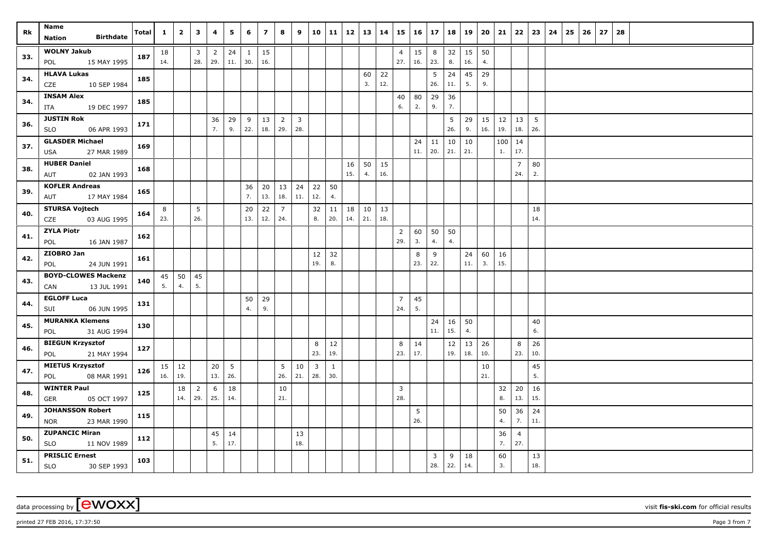| Rk | Name Nation Birthdate | Total | 1 | 2 | 3 | 4 | 5 | 6 | 7 | 8 | 9 | 10 | 11 | 12 | 13 | 14 | 15 | 16 | 17 | 18 | 19 | 20 | 21 | 22 | 23 | 24 | 25 | 26 | 27 | 28 |
|---|---|---|---|---|---|---|---|---|---|---|---|---|---|---|---|---|---|---|---|---|---|---|---|---|---|---|---|---|---|---|
| 33. | **WOLNY Jakub** POL 15 MAY 1995 | 187 | 18 14. | | 3 28. | 2 29. | 24 11. | 1 30. | 15 16. | | | | | | | | 4 27. | 15 16. | 8 23. | 32 8. | 15 16. | 50 4. | | | | | | | | |
| 34. | **HLAVA Lukas** CZE 10 SEP 1984 | 185 | | | | | | | | | | | | | 60 3. | 22 12. | | | 5 26. | 24 11. | 45 5. | 29 9. | | | | | | | | |
| 34. | **INSAM Alex** ITA 19 DEC 1997 | 185 | | | | | | | | | | | | | | | 40 6. | 80 2. | 29 9. | 36 7. | | | | | | | | | | |
| 36. | **JUSTIN Rok** SLO 06 APR 1993 | 171 | | | | 36 7. | 29 9. | 9 22. | 13 18. | 2 29. | 3 28. | | | | | | | | | 5 26. | 29 9. | 15 16. | 12 19. | 13 18. | 5 26. | | | | | |
| 37. | **GLASDER Michael** USA 27 MAR 1989 | 169 | | | | | | | | | | | | | | | | 24 11. | 11 20. | 10 21. | 10 21. | | 100 1. | 14 17. | | | | | | |
| 38. | **HUBER Daniel** AUT 02 JAN 1993 | 168 | | | | | | | | | | | | 16 15. | 50 4. | 15 16. | | | | | | | | 7 24. | 80 2. | | | | | |
| 39. | **KOFLER Andreas** AUT 17 MAY 1984 | 165 | | | | | | 36 7. | 20 13. | 13 18. | 24 11. | 22 12. | 50 4. | | | | | | | | | | | | | | | | | |
| 40. | **STURSA Vojtech** CZE 03 AUG 1995 | 164 | 8 23. | | 5 26. | | | 20 13. | 22 12. | 7 24. | | 32 8. | 11 20. | 18 14. | 10 21. | 13 18. | | | | | | | | | 18 14. | | | | | |
| 41. | **ZYLA Piotr** POL 16 JAN 1987 | 162 | | | | | | | | | | | | | | | 2 29. | 60 3. | 50 4. | 50 4. | | | | | | | | | | |
| 42. | **ZIOBRO Jan** POL 24 JUN 1991 | 161 | | | | | | | | | | 12 19. | 32 8. | | | | | 8 23. | 9 22. | | 24 11. | 60 3. | 16 15. | | | | | | | |
| 43. | **BOYD-CLOWES Mackenz** CAN 13 JUL 1991 | 140 | 45 5. | 50 4. | 45 5. | | | | | | | | | | | | | | | | | | | | | | | | | |
| 44. | **EGLOFF Luca** SUI 06 JUN 1995 | 131 | | | | | | 50 4. | 29 9. | | | | | | | | 7 24. | 45 5. | | | | | | | | | | | | |
| 45. | **MURANKA Klemens** POL 31 AUG 1994 | 130 | | | | | | | | | | | | | | | | | 24 11. | 16 15. | 50 4. | | | | 40 6. | | | | | |
| 46. | **BIEGUN Krzysztof** POL 21 MAY 1994 | 127 | | | | | | | | | | 8 23. | 12 19. | | | | 8 23. | 14 17. | | 12 19. | 13 18. | 26 10. | | 8 23. | 26 10. | | | | | |
| 47. | **MIETUS Krzysztof** POL 08 MAR 1991 | 126 | 15 16. | 12 19. | | 20 13. | 5 26. | | | 5 26. | 10 21. | 3 28. | 1 30. | | | | | | | | | 10 21. | | | 45 5. | | | | | |
| 48. | **WINTER Paul** GER 05 OCT 1997 | 125 | | 18 14. | 2 29. | 6 25. | 18 14. | | | 10 21. | | | | | | | 3 28. | | | | | | 32 8. | 20 13. | 16 15. | | | | | |
| 49. | **JOHANSSON Robert** NOR 23 MAR 1990 | 115 | | | | | | | | | | | | | | | | 5 26. | | | | | 50 4. | 36 7. | 24 11. | | | | | |
| 50. | **ZUPANCIC Miran** SLO 11 NOV 1989 | 112 | | | | 45 5. | 14 17. | | | | 13 18. | | | | | | | | | | | | 36 7. | 4 27. | | | | | | |
| 51. | **PRISLIC Ernest** SLO 30 SEP 1993 | 103 | | | | | | | | | | | | | | | | | 3 28. | 9 22. | 18 14. | | 60 3. | | 13 18. | | | | | |

data processing by [ewoxx] visit **fis-ski.com** for official results

printed 27 FEB 2016, 17:37:50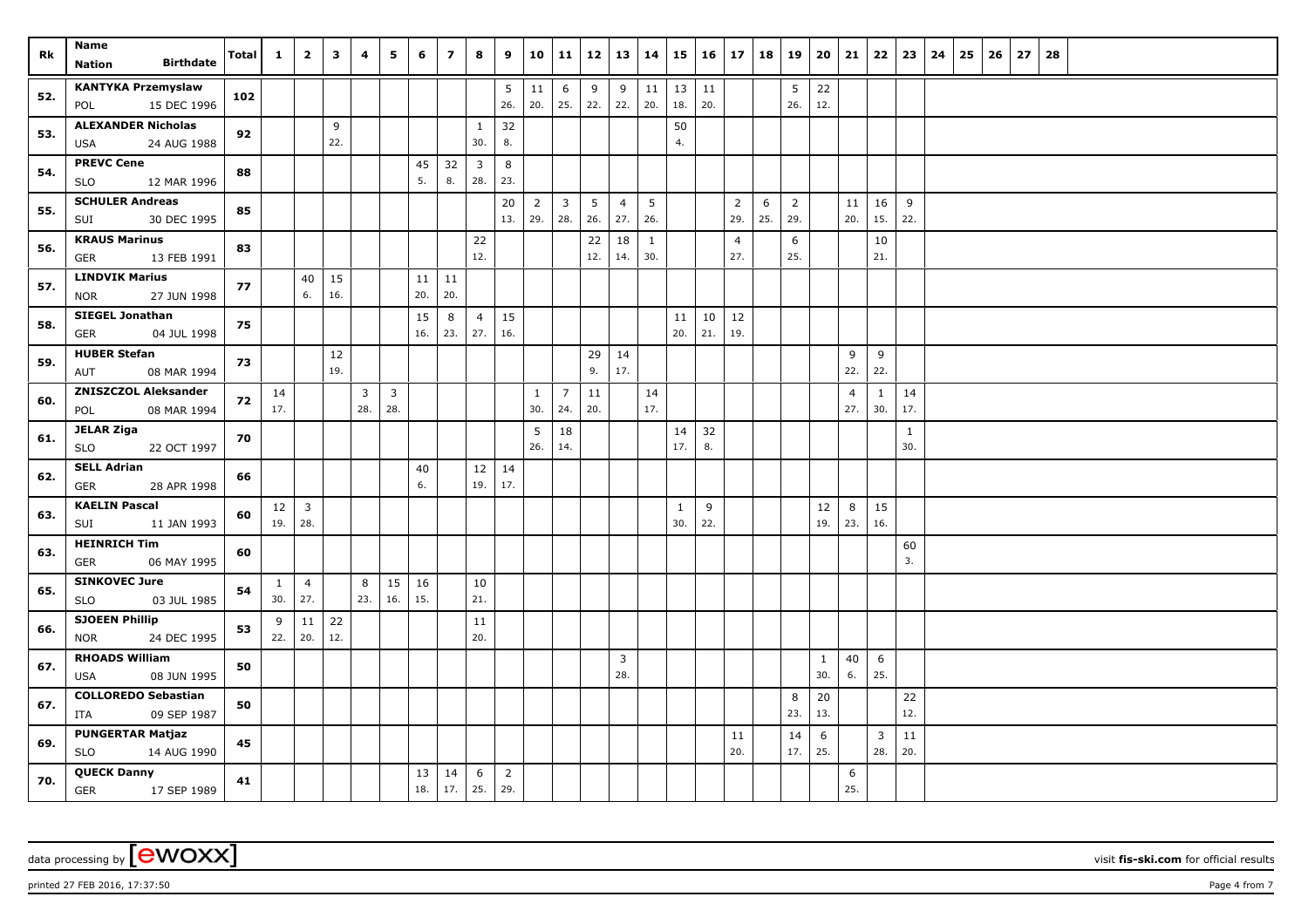| Rk | Name<br>Nation Birthdate | Total | 1 | 2 | 3 | 4 | 5 | 6 | 7 | 8 | 9 | 10 | 11 | 12 | 13 | 14 | 15 | 16 | 17 | 18 | 19 | 20 | 21 | 22 | 23 | 24 | 25 | 26 | 27 | 28 |
|---|---|---|---|---|---|---|---|---|---|---|---|---|---|---|---|---|---|---|---|---|---|---|---|---|---|---|---|---|---|---|
| 52. | KANTYKA Przemyslaw<br>POL 15 DEC 1996 | 102 | | | | | | | | | 5<br>26. | 11<br>20. | 6<br>25. | 9<br>22. | 9<br>22. | 11<br>20. | 13<br>18. | 11<br>20. | | | 5<br>26. | 22<br>12. | | | | | | | | |
| 53. | ALEXANDER Nicholas<br>USA 24 AUG 1988 | 92 | | | 9<br>22. | | | | | 1<br>30. | 32<br>8. | | | | | | 50<br>4. | | | | | | | | | | | | | |
| 54. | PREVC Cene<br>SLO 12 MAR 1996 | 88 | | | | | | 45<br>5. | 32<br>8. | 3<br>28. | 8<br>23. | | | | | | | | | | | | | | | | | | | |
| 55. | SCHULER Andreas<br>SUI 30 DEC 1995 | 85 | | | | | | | | | 20<br>13. | 2<br>29. | 3<br>28. | 5<br>26. | 4<br>27. | 5<br>26. | | | 2<br>29. | 6<br>25. | 2<br>29. | | 11<br>20. | 16<br>15. | 9<br>22. | | | | | |
| 56. | KRAUS Marinus<br>GER 13 FEB 1991 | 83 | | | | | | | | 22<br>12. | | | | 22<br>12. | 18<br>14. | 1<br>30. | | | 4<br>27. | | 6<br>25. | | | 10<br>21. | | | | | | |
| 57. | LINDVIK Marius<br>NOR 27 JUN 1998 | 77 | | 40<br>6. | 15<br>16. | | | 11<br>20. | 11<br>20. | | | | | | | | | | | | | | | | | | | | | |
| 58. | SIEGEL Jonathan<br>GER 04 JUL 1998 | 75 | | | | | | 15<br>16. | 8<br>23. | 4<br>27. | 15<br>16. | | | | | | 11<br>20. | 10<br>21. | 12<br>19. | | | | | | | | | | | |
| 59. | HUBER Stefan<br>AUT 08 MAR 1994 | 73 | | | 12<br>19. | | | | | | | | | 29<br>9. | 14<br>17. | | | | | | | | 9<br>22. | 9<br>22. | | | | | | |
| 60. | ZNISZCZOL Aleksander<br>POL 08 MAR 1994 | 72 | 14<br>17. | | | 3<br>28. | 3<br>28. | | | | | 1<br>30. | 7<br>24. | 11<br>20. | | 14<br>17. | | | | | | | 4<br>27. | 1<br>30. | 14<br>17. | | | | | |
| 61. | JELAR Ziga<br>SLO 22 OCT 1997 | 70 | | | | | | | | | | 5<br>26. | 18<br>14. | | | | 14<br>17. | 32<br>8. | | | | | | | 1<br>30. | | | | | |
| 62. | SELL Adrian<br>GER 28 APR 1998 | 66 | | | | | | 40<br>6. | | 12<br>19. | 14<br>17. | | | | | | | | | | | | | | | | | | | |
| 63. | KAELIN Pascal<br>SUI 11 JAN 1993 | 60 | 12<br>19. | 3<br>28. | | | | | | | | | | | | | 1<br>30. | 9<br>22. | | | | 12<br>19. | 8<br>23. | 15<br>16. | | | | | | |
| 63. | HEINRICH Tim<br>GER 06 MAY 1995 | 60 | | | | | | | | | | | | | | | | | | | | | | | 60<br>3. | | | | | |
| 65. | SINKOVEC Jure<br>SLO 03 JUL 1985 | 54 | 1<br>30. | 4<br>27. | | 8<br>23. | 15<br>16. | 16<br>15. | | 10<br>21. | | | | | | | | | | | | | | | | | | | | |
| 66. | SJOEEN Phillip<br>NOR 24 DEC 1995 | 53 | 9<br>22. | 11<br>20. | 22<br>12. | | | | | 11<br>20. | | | | | | | | | | | | | | | | | | | | |
| 67. | RHOADS William<br>USA 08 JUN 1995 | 50 | | | | | | | | | | | | | 3<br>28. | | | | | | | 1<br>30. | 40<br>6. | 6<br>25. | | | | | | |
| 67. | COLLOREDO Sebastian<br>ITA 09 SEP 1987 | 50 | | | | | | | | | | | | | | | | | | | 8<br>23. | 20<br>13. | | | 22<br>12. | | | | | |
| 69. | PUNGERTAR Matjaz<br>SLO 14 AUG 1990 | 45 | | | | | | | | | | | | | | | | | 11<br>20. | | 14<br>17. | 6<br>25. | | 3<br>28. | 11<br>20. | | | | | |
| 70. | QUECK Danny<br>GER 17 SEP 1989 | 41 | | | | | | 13<br>18. | 14<br>17. | 6<br>25. | 2<br>29. | | | | | | | | | | | | 6<br>25. | | | | | | | |

data processing by [ewoxx] visit **fis-ski.com** for official results

printed 27 FEB 2016, 17:37:50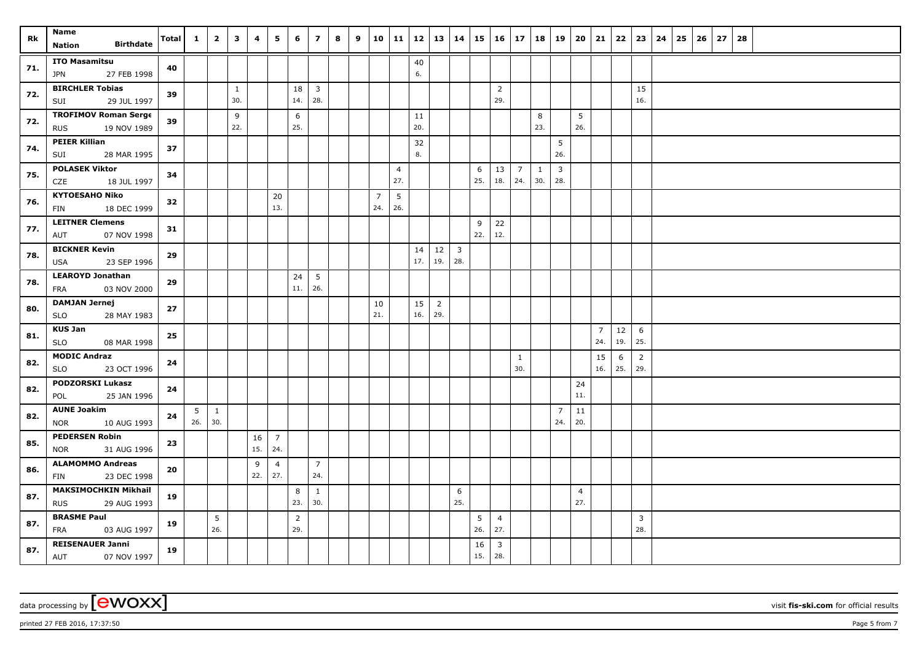| Rk | Name<br>Nation Birthdate | Total | 1 | 2 | 3 | 4 | 5 | 6 | 7 | 8 | 9 | 10 | 11 | 12 | 13 | 14 | 15 | 16 | 17 | 18 | 19 | 20 | 21 | 22 | 23 | 24 | 25 | 26 | 27 | 28 |
|---|---|---|---|---|---|---|---|---|---|---|---|---|---|---|---|---|---|---|---|---|---|---|---|---|---|---|---|---|---|---|
| 71. | **ITO Masamitsu**<br>JPN 27 FEB 1998 | 40 | | | | | | | | | | | | 40<br>6. | | | | | | | | | | | | | | | | |
| 72. | **BIRCHLER Tobias**<br>SUI 29 JUL 1997 | 39 | | | 1<br>30. | | | 18<br>14. | 3<br>28. | | | | | | | | | 2<br>29. | | | | | | | 15<br>16. | | | | | |
| 72. | **TROFIMOV Roman Serge**<br>RUS 19 NOV 1989 | 39 | | | 9<br>22. | | | 6<br>25. | | | | | | 11<br>20. | | | | | | 8<br>23. | | 5<br>26. | | | | | | | | |
| 74. | **PEIER Killian**<br>SUI 28 MAR 1995 | 37 | | | | | | | | | | | | 32<br>8. | | | | | | | 5<br>26. | | | | | | | | | |
| 75. | **POLASEK Viktor**<br>CZE 18 JUL 1997 | 34 | | | | | | | | | | | 4<br>27. | | | | 6<br>25. | 13<br>18. | 7<br>24. | 1<br>30. | 3<br>28. | | | | | | | | | |
| 76. | **KYTOESAHO Niko**<br>FIN 18 DEC 1999 | 32 | | | | | 20<br>13. | | | | | 7<br>24. | 5<br>26. | | | | | | | | | | | | | | | | | |
| 77. | **LEITNER Clemens**<br>AUT 07 NOV 1998 | 31 | | | | | | | | | | | | | | | 9<br>22. | 22<br>12. | | | | | | | | | | | | |
| 78. | **BICKNER Kevin**<br>USA 23 SEP 1996 | 29 | | | | | | | | | | | | 14<br>17. | 12<br>19. | 3<br>28. | | | | | | | | | | | | | | |
| 78. | **LEAROYD Jonathan**<br>FRA 03 NOV 2000 | 29 | | | | | | 24<br>11. | 5<br>26. | | | | | | | | | | | | | | | | | | | | | |
| 80. | **DAMJAN Jernej**<br>SLO 28 MAY 1983 | 27 | | | | | | | | | | 10<br>21. | | 15<br>16. | 2<br>29. | | | | | | | | | | | | | | | |
| 81. | **KUS Jan**<br>SLO 08 MAR 1998 | 25 | | | | | | | | | | | | | | | | | | | | | 7<br>24. | 12<br>19. | 6<br>25. | | | | | |
| 82. | **MODIC Andraz**<br>SLO 23 OCT 1996 | 24 | | | | | | | | | | | | | | | | | 1<br>30. | | | | 15<br>16. | 6<br>25. | 2<br>29. | | | | | |
| 82. | **PODZORSKI Lukasz**<br>POL 25 JAN 1996 | 24 | | | | | | | | | | | | | | | | | | | | 24<br>11. | | | | | | | | |
| 82. | **AUNE Joakim**<br>NOR 10 AUG 1993 | 24 | 5<br>26. | 1<br>30. | | | | | | | | | | | | | | | | | 7<br>24. | 11<br>20. | | | | | | | | |
| 85. | **PEDERSEN Robin**<br>NOR 31 AUG 1996 | 23 | | | | 16<br>15. | 7<br>24. | | | | | | | | | | | | | | | | | | | | | | | |
| 86. | **ALAMOMMO Andreas**<br>FIN 23 DEC 1998 | 20 | | | | 9<br>22. | 4<br>27. | | 7<br>24. | | | | | | | | | | | | | | | | | | | | | |
| 87. | **MAKSIMOCHKIN Mikhail**<br>RUS 29 AUG 1993 | 19 | | | | | | 8<br>23. | 1<br>30. | | | | | | | 6<br>25. | | | | | | 4<br>27. | | | | | | | | |
| 87. | **BRASME Paul**<br>FRA 03 AUG 1997 | 19 | | 5<br>26. | | | | 2<br>29. | | | | | | | | | 5<br>26. | 4<br>27. | | | | | | | 3<br>28. | | | | | |
| 87. | **REISENAUER Janni**<br>AUT 07 NOV 1997 | 19 | | | | | | | | | | | | | | | 16<br>15. | 3<br>28. | | | | | | | | | | | | |

data processing by [ewoxx] visit **fis-ski.com** for official results

printed 27 FEB 2016, 17:37:50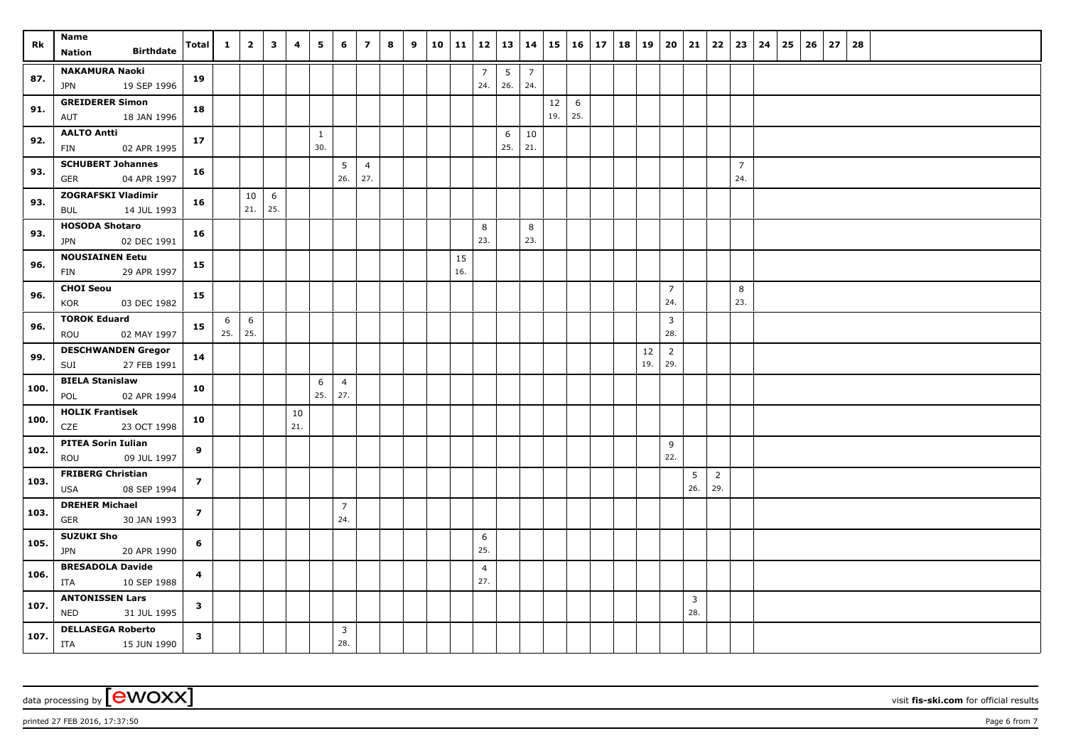| Rk | Name<br>Nation Birthdate | Total | 1 | 2 | 3 | 4 | 5 | 6 | 7 | 8 | 9 | 10 | 11 | 12 | 13 | 14 | 15 | 16 | 17 | 18 | 19 | 20 | 21 | 22 | 23 | 24 | 25 | 26 | 27 | 28 |
|---|---|---|---|---|---|---|---|---|---|---|---|---|---|---|---|---|---|---|---|---|---|---|---|---|---|---|---|---|---|---|
| 87. | NAKAMURA Naoki<br>JPN 19 SEP 1996 | 19 | | | | | | | | | | | | 7<br>24. | 5<br>26. | 7<br>24. | | | | | | | | | | | | | | |
| 91. | GREIDERER Simon<br>AUT 18 JAN 1996 | 18 | | | | | | | | | | | | | | | 12<br>19. | 6<br>25. | | | | | | | | | | | | |
| 92. | AALTO Antti<br>FIN 02 APR 1995 | 17 | | | | | 1<br>30. | | | | | | | | 6<br>25. | 10<br>21. | | | | | | | | | | | | | | |
| 93. | SCHUBERT Johannes<br>GER 04 APR 1997 | 16 | | | | | | 5<br>26. | 4<br>27. | | | | | | | | | | | | | | | | 7<br>24. | | | | | |
| 93. | ZOGRAFSKI Vladimir<br>BUL 14 JUL 1993 | 16 | | 10<br>21. | 6<br>25. | | | | | | | | | | | | | | | | | | | | | | | | | |
| 93. | HOSODA Shotaro<br>JPN 02 DEC 1991 | 16 | | | | | | | | | | | | 8<br>23. | | 8<br>23. | | | | | | | | | | | | | | |
| 96. | NOUSIAINEN Eetu<br>FIN 29 APR 1997 | 15 | | | | | | | | | | | 15<br>16. | | | | | | | | | | | | | | | | | |
| 96. | CHOI Seou<br>KOR 03 DEC 1982 | 15 | | | | | | | | | | | | | | | | | | | | 7<br>24. | | | 8<br>23. | | | | | |
| 96. | TOROK Eduard<br>ROU 02 MAY 1997 | 15 | 6<br>25. | 6<br>25. | | | | | | | | | | | | | | | | | | 3<br>28. | | | | | | | | |
| 99. | DESCHWANDEN Gregor<br>SUI 27 FEB 1991 | 14 | | | | | | | | | | | | | | | | | | | 12<br>19. | 2<br>29. | | | | | | | | |
| 100. | BIELA Stanislaw<br>POL 02 APR 1994 | 10 | | | | | 6<br>25. | 4<br>27. | | | | | | | | | | | | | | | | | | | | | | |
| 100. | HOLIK Frantisek<br>CZE 23 OCT 1998 | 10 | | | | 10<br>21. | | | | | | | | | | | | | | | | | | | | | | | | |
| 102. | PITEA Sorin Iulian<br>ROU 09 JUL 1997 | 9 | | | | | | | | | | | | | | | | | | | | 9<br>22. | | | | | | | | |
| 103. | FRIBERG Christian<br>USA 08 SEP 1994 | 7 | | | | | | | | | | | | | | | | | | | | | 5<br>26. | 2<br>29. | | | | | | |
| 103. | DREHER Michael<br>GER 30 JAN 1993 | 7 | | | | | | 7<br>24. | | | | | | | | | | | | | | | | | | | | | | |
| 105. | SUZUKI Sho<br>JPN 20 APR 1990 | 6 | | | | | | | | | | | | 6<br>25. | | | | | | | | | | | | | | | | |
| 106. | BRESADOLA Davide<br>ITA 10 SEP 1988 | 4 | | | | | | | | | | | | 4<br>27. | | | | | | | | | | | | | | | | |
| 107. | ANTONISSEN Lars<br>NED 31 JUL 1995 | 3 | | | | | | | | | | | | | | | | | | | | | 3<br>28. | | | | | | | |
| 107. | DELLASEGA Roberto<br>ITA 15 JUN 1990 | 3 | | | | | | 3<br>28. | | | | | | | | | | | | | | | | | | | | | | |

data processing by [ewoxx] visit **fis-ski.com** for official results

printed 27 FEB 2016, 17:37:50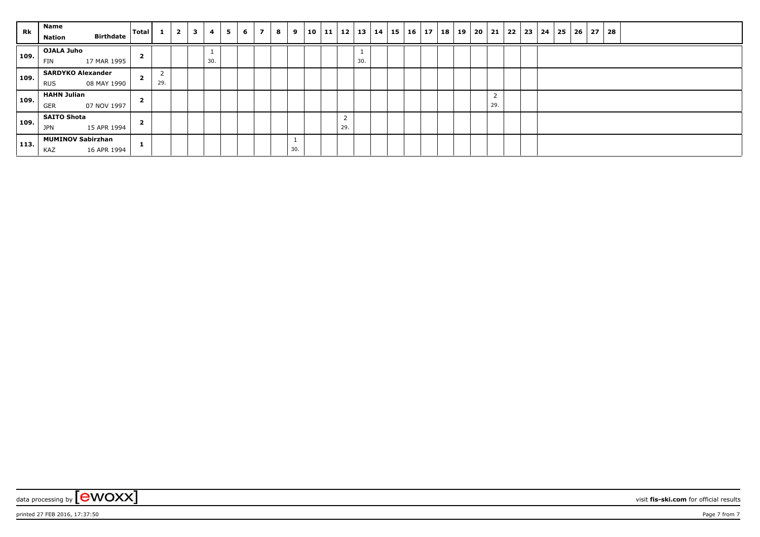| Rk | Name Nation Birthdate | Total | 1 | 2 | 3 | 4 | 5 | 6 | 7 | 8 | 9 | 10 | 11 | 12 | 13 | 14 | 15 | 16 | 17 | 18 | 19 | 20 | 21 | 22 | 23 | 24 | 25 | 26 | 27 | 28 |
|---|---|---|---|---|---|---|---|---|---|---|---|---|---|---|---|---|---|---|---|---|---|---|---|---|---|---|---|---|---|---|
| 109. | **OJALA Juho** FIN 17 MAR 1995 | **2** | | | | 1 30. | | | | | | | | | 1 30. | | | | | | | | | | | | | | | |
| 109. | **SARDYKO Alexander** RUS 08 MAY 1990 | **2** | 2 29. | | | | | | | | | | | | | | | | | | | | | | | | | | | |
| 109. | **HAHN Julian** GER 07 NOV 1997 | **2** | | | | | | | | | | | | | | | | | | | | | 2 29. | | | | | | | |
| 109. | **SAITO Shota** JPN 15 APR 1994 | **2** | | | | | | | | | | | | 2 29. | | | | | | | | | | | | | | | | |
| 113. | **MUMINOV Sabirzhan** KAZ 16 APR 1994 | **1** | | | | | | | | | 1 30. | | | | | | | | | | | | | | | | | | | |